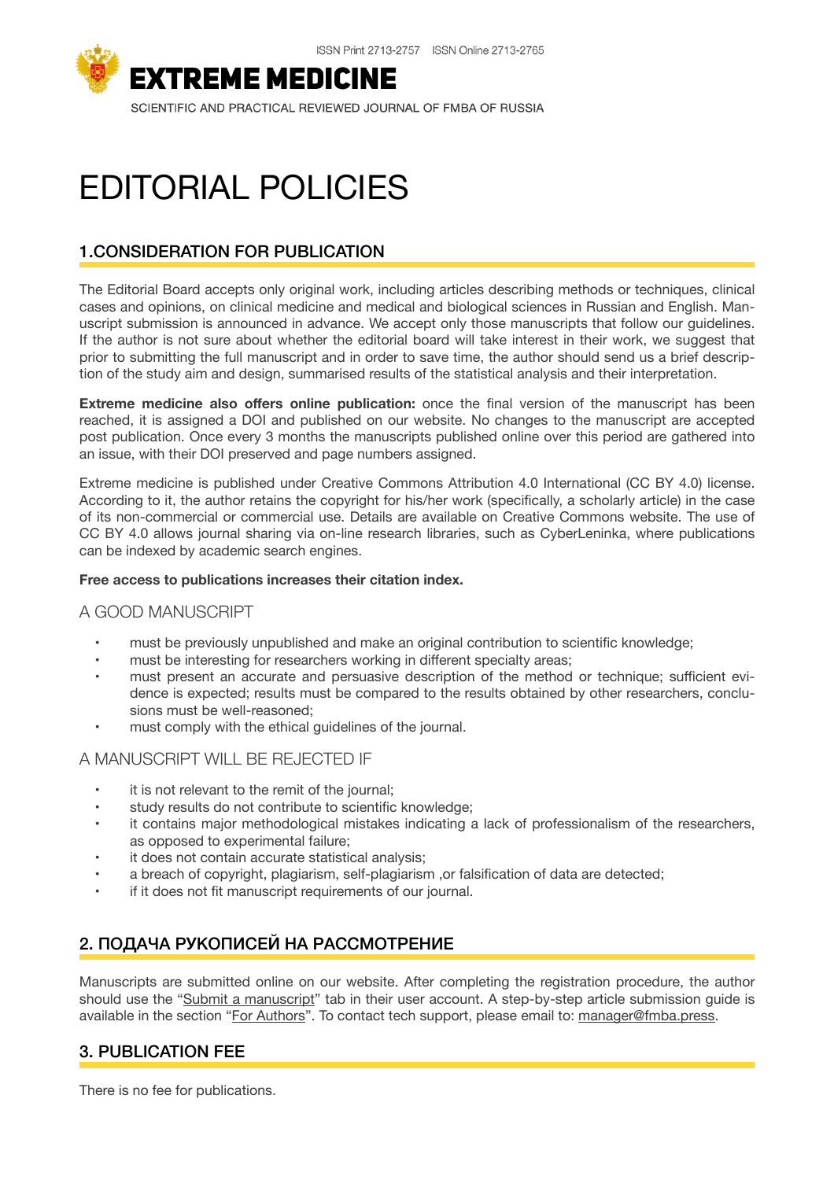ISSN Print 2713-2757 ISSN Online 2713-2765

# EXTREME MEDICINE

SCIENTIFIC AND PRACTICAL REVIEWED JOURNAL OF FMBA OF RUSSIA

# EDITORIAL POLICIES

## 1.CONSIDERATION FOR PUBLICATION

The Editorial Board accepts only original work, including articles describing methods or techniques, clinical cases and opinions, on clinical medicine and medical and biological sciences in Russian and English. Manuscript submission is announced in advance. We accept only those manuscripts that follow our guidelines. If the author is not sure about whether the editorial board will take interest in their work, we suggest that prior to submitting the full manuscript and in order to save time, the author should send us a brief description of the study aim and design, summarised results of the statistical analysis and their interpretation.

**Extreme medicine also offers online publication:** once the final version of the manuscript has been reached, it is assigned a DOI and published on our website. No changes to the manuscript are accepted post publication. Once every 3 months the manuscripts published online over this period are gathered into an issue, with their DOI preserved and page numbers assigned.

Extreme medicine is published under Creative Commons Attribution 4.0 International (CC BY 4.0) license. According to it, the author retains the copyright for his/her work (specifically, a scholarly article) in the case of its non-commercial or commercial use. Details are available on Creative Commons website. The use of CC BY 4.0 allows journal sharing via on-line research libraries, such as CyberLeninka, where publications can be indexed by academic search engines.

**Free access to publications increases their citation index.**

### A GOOD MANUSCRIPT

- must be previously unpublished and make an original contribution to scientific knowledge;
- must be interesting for researchers working in different specialty areas;
- must present an accurate and persuasive description of the method or technique; sufficient evidence is expected; results must be compared to the results obtained by other researchers, conclusions must be well-reasoned;
- must comply with the ethical guidelines of the journal.

### A MANUSCRIPT WILL BE REJECTED IF

- it is not relevant to the remit of the journal;
- study results do not contribute to scientific knowledge;
- it contains major methodological mistakes indicating a lack of professionalism of the researchers, as opposed to experimental failure;
- it does not contain accurate statistical analysis;
- a breach of copyright, plagiarism, self-plagiarism ,or falsification of data are detected;
- if it does not fit manuscript requirements of our journal.

## 2. ПОДАЧА РУКОПИСЕЙ НА РАССМОТРЕНИЕ

Manuscripts are submitted online on our website. After completing the registration procedure, the author should use the "Submit a manuscript" tab in their user account. A step-by-step article submission guide is available in the section "For Authors". To contact tech support, please email to: manager@fmba.press.

## 3. PUBLICATION FEE

There is no fee for publications.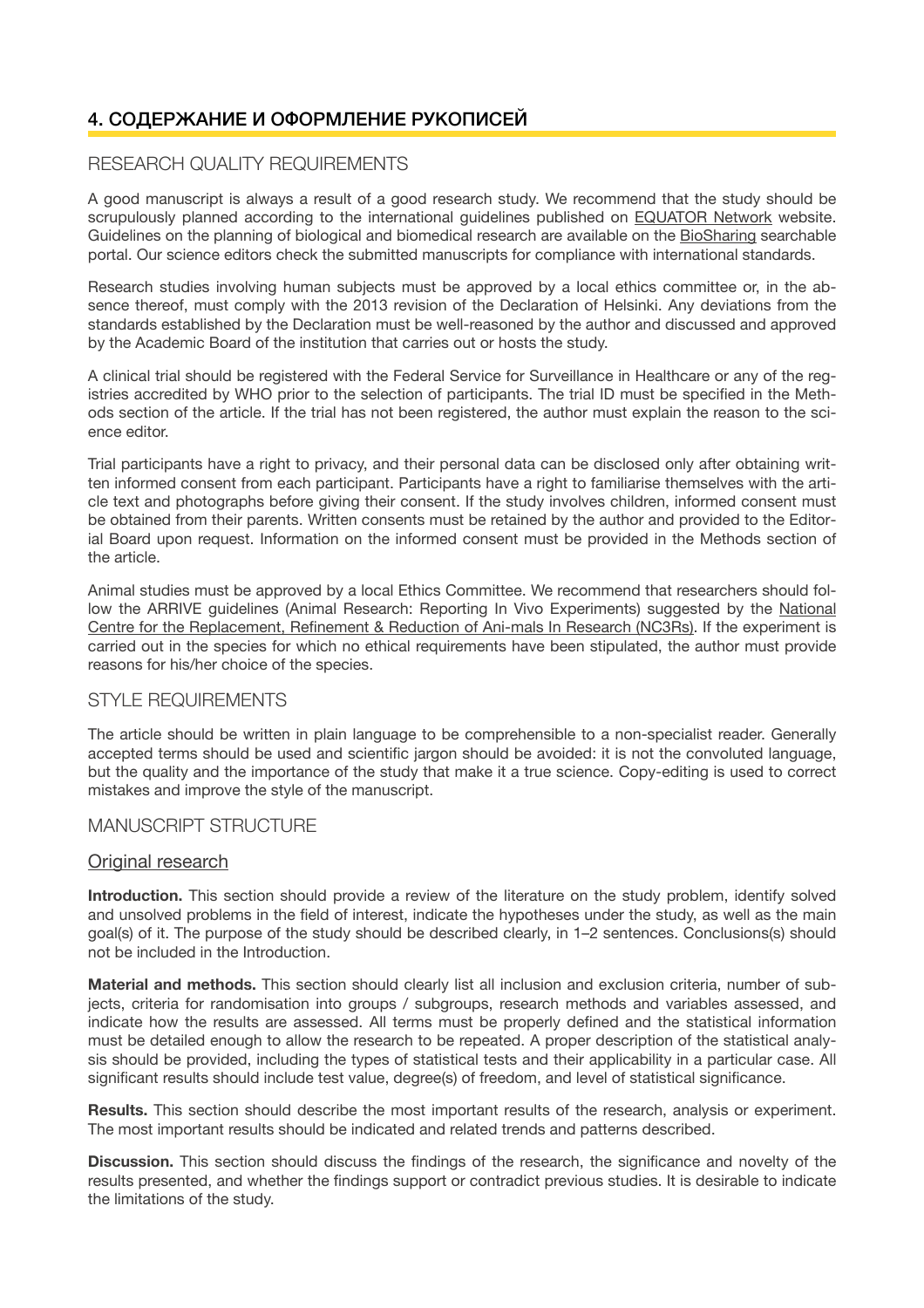## 4. СОДЕРЖАНИЕ И ОФОРМЛЕНИЕ РУКОПИСЕЙ

### RESEARCH QUALITY REQUIREMENTS

A good manuscript is always a result of a good research study. We recommend that the study should be scrupulously planned according to the international guidelines published on EQUATOR Network website. Guidelines on the planning of biological and biomedical research are available on the BioSharing searchable portal. Our science editors check the submitted manuscripts for compliance with international standards.

Research studies involving human subjects must be approved by a local ethics committee or, in the absence thereof, must comply with the 2013 revision of the Declaration of Helsinki. Any deviations from the standards established by the Declaration must be well-reasoned by the author and discussed and approved by the Academic Board of the institution that carries out or hosts the study.

A clinical trial should be registered with the Federal Service for Surveillance in Healthcare or any of the registries accredited by WHO prior to the selection of participants. The trial ID must be specified in the Methods section of the article. If the trial has not been registered, the author must explain the reason to the science editor.

Trial participants have a right to privacy, and their personal data can be disclosed only after obtaining written informed consent from each participant. Participants have a right to familiarise themselves with the article text and photographs before giving their consent. If the study involves children, informed consent must be obtained from their parents. Written consents must be retained by the author and provided to the Editorial Board upon request. Information on the informed consent must be provided in the Methods section of the article.

Animal studies must be approved by a local Ethics Committee. We recommend that researchers should follow the ARRIVE guidelines (Animal Research: Reporting In Vivo Experiments) suggested by the National Centre for the Replacement, Refinement & Reduction of Ani-mals In Research (NC3Rs). If the experiment is carried out in the species for which no ethical requirements have been stipulated, the author must provide reasons for his/her choice of the species.

### STYLE REQUIREMENTS

The article should be written in plain language to be comprehensible to a non-specialist reader. Generally accepted terms should be used and scientific jargon should be avoided: it is not the convoluted language, but the quality and the importance of the study that make it a true science. Copy-editing is used to correct mistakes and improve the style of the manuscript.

### MANUSCRIPT STRUCTURE

#### Original research

**Introduction.** This section should provide a review of the literature on the study problem, identify solved and unsolved problems in the field of interest, indicate the hypotheses under the study, as well as the main goal(s) of it. The purpose of the study should be described clearly, in 1–2 sentences. Conclusions(s) should not be included in the Introduction.

**Material and methods.** This section should clearly list all inclusion and exclusion criteria, number of subjects, criteria for randomisation into groups / subgroups, research methods and variables assessed, and indicate how the results are assessed. All terms must be properly defined and the statistical information must be detailed enough to allow the research to be repeated. A proper description of the statistical analysis should be provided, including the types of statistical tests and their applicability in a particular case. All significant results should include test value, degree(s) of freedom, and level of statistical significance.

**Results.** This section should describe the most important results of the research, analysis or experiment. The most important results should be indicated and related trends and patterns described.

**Discussion.** This section should discuss the findings of the research, the significance and novelty of the results presented, and whether the findings support or contradict previous studies. It is desirable to indicate the limitations of the study.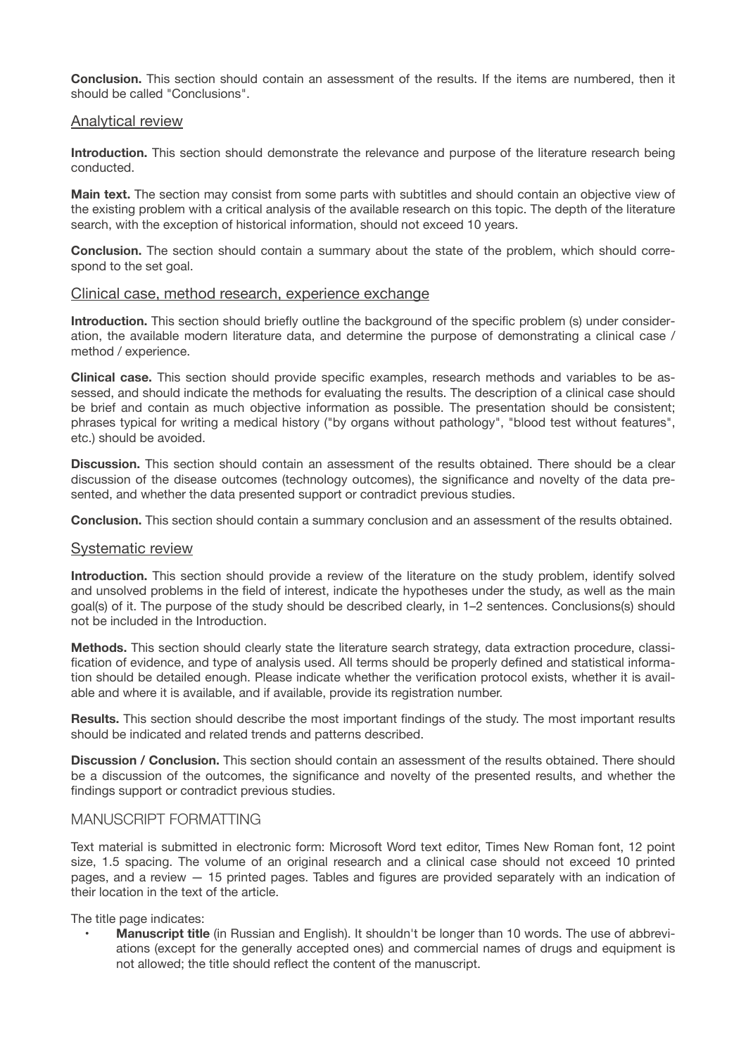**Conclusion.** This section should contain an assessment of the results. If the items are numbered, then it should be called "Conclusions".

## Analytical review

**Introduction.** This section should demonstrate the relevance and purpose of the literature research being conducted.

**Main text.** The section may consist from some parts with subtitles and should contain an objective view of the existing problem with a critical analysis of the available research on this topic. The depth of the literature search, with the exception of historical information, should not exceed 10 years.

**Conclusion.** The section should contain a summary about the state of the problem, which should correspond to the set goal.

## Clinical case, method research, experience exchange

**Introduction.** This section should briefly outline the background of the specific problem (s) under consideration, the available modern literature data, and determine the purpose of demonstrating a clinical case / method / experience.

**Clinical case.** This section should provide specific examples, research methods and variables to be assessed, and should indicate the methods for evaluating the results. The description of a clinical case should be brief and contain as much objective information as possible. The presentation should be consistent; phrases typical for writing a medical history ("by organs without pathology", "blood test without features", etc.) should be avoided.

**Discussion.** This section should contain an assessment of the results obtained. There should be a clear discussion of the disease outcomes (technology outcomes), the significance and novelty of the data presented, and whether the data presented support or contradict previous studies.

**Conclusion.** This section should contain a summary conclusion and an assessment of the results obtained.

## Systematic review

**Introduction.** This section should provide a review of the literature on the study problem, identify solved and unsolved problems in the field of interest, indicate the hypotheses under the study, as well as the main goal(s) of it. The purpose of the study should be described clearly, in 1–2 sentences. Conclusions(s) should not be included in the Introduction.

**Methods.** This section should clearly state the literature search strategy, data extraction procedure, classification of evidence, and type of analysis used. All terms should be properly defined and statistical information should be detailed enough. Please indicate whether the verification protocol exists, whether it is available and where it is available, and if available, provide its registration number.

**Results.** This section should describe the most important findings of the study. The most important results should be indicated and related trends and patterns described.

**Discussion / Conclusion.** This section should contain an assessment of the results obtained. There should be a discussion of the outcomes, the significance and novelty of the presented results, and whether the findings support or contradict previous studies.

# MANUSCRIPT FORMATTING

Text material is submitted in electronic form: Microsoft Word text editor, Times New Roman font, 12 point size, 1.5 spacing. The volume of an original research and a clinical case should not exceed 10 printed pages, and a review — 15 printed pages. Tables and figures are provided separately with an indication of their location in the text of the article.

The title page indicates:

- **Manuscript title** (in Russian and English). It shouldn't be longer than 10 words. The use of abbreviations (except for the generally accepted ones) and commercial names of drugs and equipment is not allowed; the title should reflect the content of the manuscript.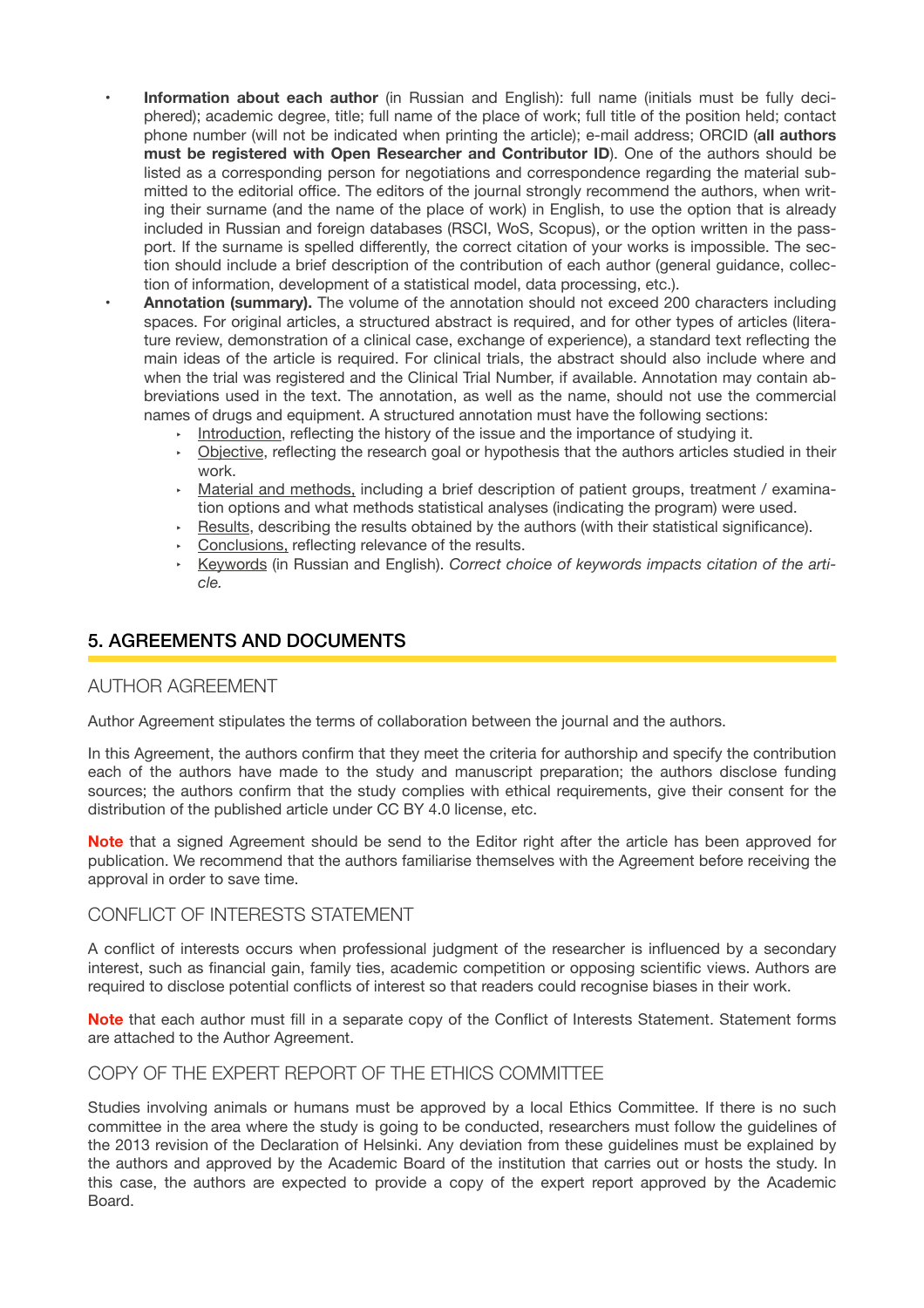- **Information about each author** (in Russian and English): full name (initials must be fully deciphered); academic degree, title; full name of the place of work; full title of the position held; contact phone number (will not be indicated when printing the article); e-mail address; ORCID (**all authors must be registered with Open Researcher and Contributor ID**). One of the authors should be listed as a corresponding person for negotiations and correspondence regarding the material submitted to the editorial office. The editors of the journal strongly recommend the authors, when writing their surname (and the name of the place of work) in English, to use the option that is already included in Russian and foreign databases (RSCI, WoS, Scopus), or the option written in the passport. If the surname is spelled differently, the correct citation of your works is impossible. The section should include a brief description of the contribution of each author (general guidance, collection of information, development of a statistical model, data processing, etc.).
- **Annotation (summary).** The volume of the annotation should not exceed 200 characters including spaces. For original articles, a structured abstract is required, and for other types of articles (literature review, demonstration of a clinical case, exchange of experience), a standard text reflecting the main ideas of the article is required. For clinical trials, the abstract should also include where and when the trial was registered and the Clinical Trial Number, if available. Annotation may contain abbreviations used in the text. The annotation, as well as the name, should not use the commercial names of drugs and equipment. A structured annotation must have the following sections:
  - Introduction, reflecting the history of the issue and the importance of studying it.
  - Objective, reflecting the research goal or hypothesis that the authors articles studied in their work.
  - Material and methods, including a brief description of patient groups, treatment / examination options and what methods statistical analyses (indicating the program) were used.
  - Results, describing the results obtained by the authors (with their statistical significance).
  - Conclusions, reflecting relevance of the results.
  - Keywords (in Russian and English). *Correct choice of keywords impacts citation of the article.*

## 5. AGREEMENTS AND DOCUMENTS

### AUTHOR AGREEMENT

Author Agreement stipulates the terms of collaboration between the journal and the authors.

In this Agreement, the authors confirm that they meet the criteria for authorship and specify the contribution each of the authors have made to the study and manuscript preparation; the authors disclose funding sources; the authors confirm that the study complies with ethical requirements, give their consent for the distribution of the published article under CC BY 4.0 license, etc.

**Note** that a signed Agreement should be send to the Editor right after the article has been approved for publication. We recommend that the authors familiarise themselves with the Agreement before receiving the approval in order to save time.

### CONFLICT OF INTERESTS STATEMENT

A conflict of interests occurs when professional judgment of the researcher is influenced by a secondary interest, such as financial gain, family ties, academic competition or opposing scientific views. Authors are required to disclose potential conflicts of interest so that readers could recognise biases in their work.

**Note** that each author must fill in a separate copy of the Conflict of Interests Statement. Statement forms are attached to the Author Agreement.

### COPY OF THE EXPERT REPORT OF THE ETHICS COMMITTEE

Studies involving animals or humans must be approved by a local Ethics Committee. If there is no such committee in the area where the study is going to be conducted, researchers must follow the guidelines of the 2013 revision of the Declaration of Helsinki. Any deviation from these guidelines must be explained by the authors and approved by the Academic Board of the institution that carries out or hosts the study. In this case, the authors are expected to provide a copy of the expert report approved by the Academic Board.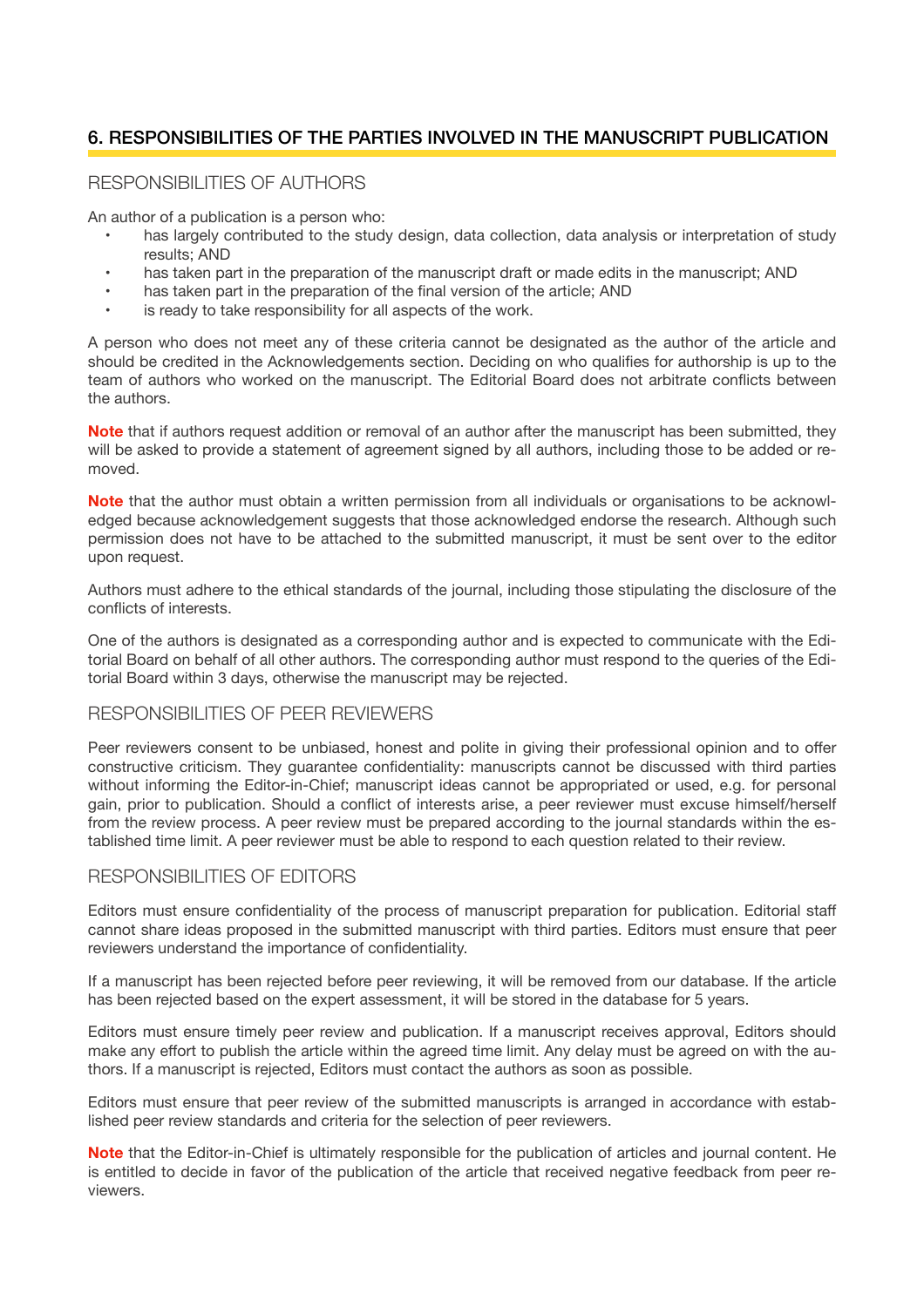## 6. RESPONSIBILITIES OF THE PARTIES INVOLVED IN THE MANUSCRIPT PUBLICATION

### RESPONSIBILITIES OF AUTHORS

An author of a publication is a person who:

- has largely contributed to the study design, data collection, data analysis or interpretation of study results; AND
- has taken part in the preparation of the manuscript draft or made edits in the manuscript; AND
- has taken part in the preparation of the final version of the article; AND
- is ready to take responsibility for all aspects of the work.

A person who does not meet any of these criteria cannot be designated as the author of the article and should be credited in the Acknowledgements section. Deciding on who qualifies for authorship is up to the team of authors who worked on the manuscript. The Editorial Board does not arbitrate conflicts between the authors.

**Note** that if authors request addition or removal of an author after the manuscript has been submitted, they will be asked to provide a statement of agreement signed by all authors, including those to be added or removed.

**Note** that the author must obtain a written permission from all individuals or organisations to be acknowledged because acknowledgement suggests that those acknowledged endorse the research. Although such permission does not have to be attached to the submitted manuscript, it must be sent over to the editor upon request.

Authors must adhere to the ethical standards of the journal, including those stipulating the disclosure of the conflicts of interests.

One of the authors is designated as a corresponding author and is expected to communicate with the Editorial Board on behalf of all other authors. The corresponding author must respond to the queries of the Editorial Board within 3 days, otherwise the manuscript may be rejected.

### RESPONSIBILITIES OF PEER REVIEWERS

Peer reviewers consent to be unbiased, honest and polite in giving their professional opinion and to offer constructive criticism. They guarantee confidentiality: manuscripts cannot be discussed with third parties without informing the Editor-in-Chief; manuscript ideas cannot be appropriated or used, e.g. for personal gain, prior to publication. Should a conflict of interests arise, a peer reviewer must excuse himself/herself from the review process. A peer review must be prepared according to the journal standards within the established time limit. A peer reviewer must be able to respond to each question related to their review.

### RESPONSIBILITIES OF EDITORS

Editors must ensure confidentiality of the process of manuscript preparation for publication. Editorial staff cannot share ideas proposed in the submitted manuscript with third parties. Editors must ensure that peer reviewers understand the importance of confidentiality.

If a manuscript has been rejected before peer reviewing, it will be removed from our database. If the article has been rejected based on the expert assessment, it will be stored in the database for 5 years.

Editors must ensure timely peer review and publication. If a manuscript receives approval, Editors should make any effort to publish the article within the agreed time limit. Any delay must be agreed on with the authors. If a manuscript is rejected, Editors must contact the authors as soon as possible.

Editors must ensure that peer review of the submitted manuscripts is arranged in accordance with established peer review standards and criteria for the selection of peer reviewers.

**Note** that the Editor-in-Chief is ultimately responsible for the publication of articles and journal content. He is entitled to decide in favor of the publication of the article that received negative feedback from peer reviewers.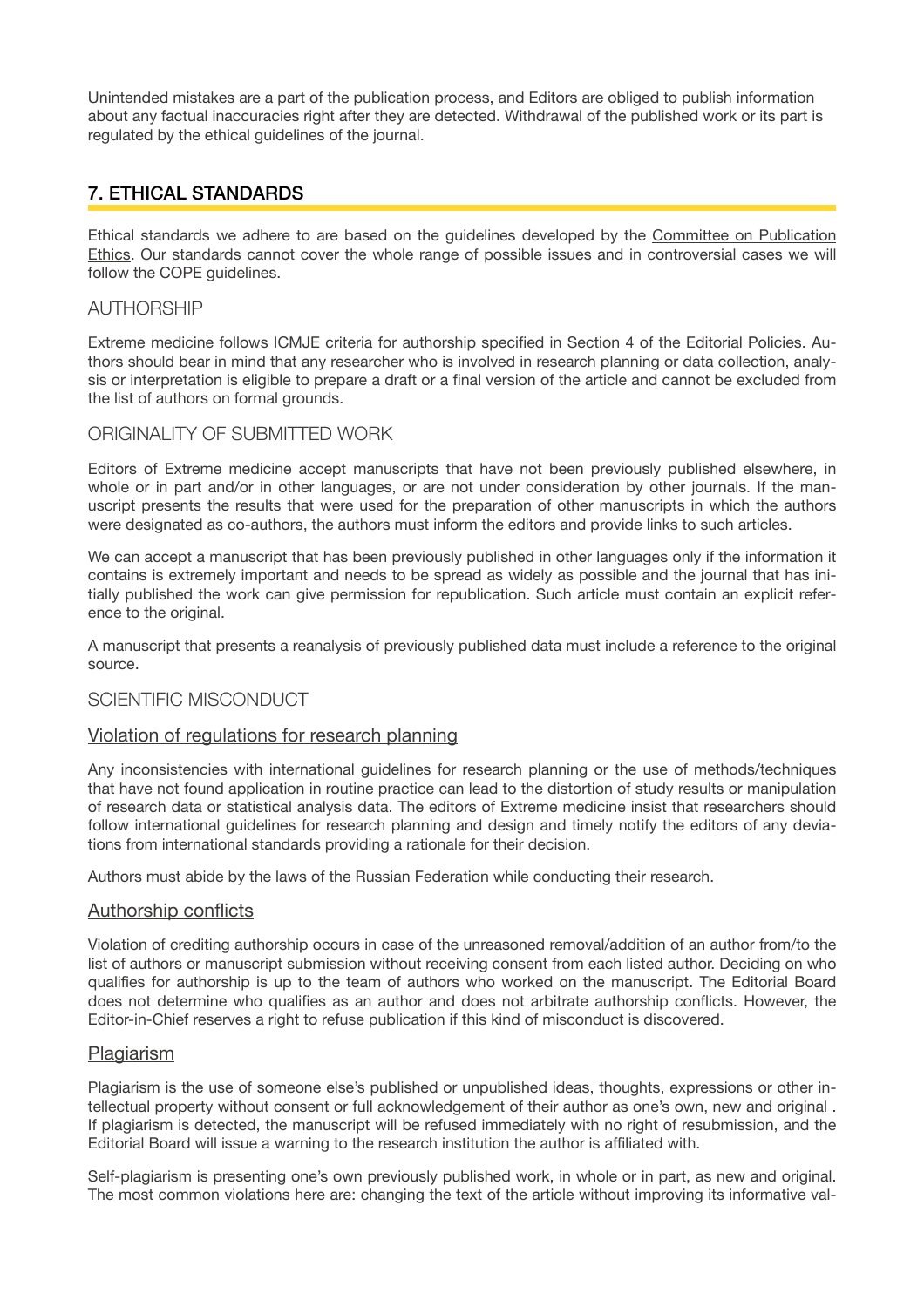Unintended mistakes are a part of the publication process, and Editors are obliged to publish information about any factual inaccuracies right after they are detected. Withdrawal of the published work or its part is regulated by the ethical guidelines of the journal.

## 7. ETHICAL STANDARDS

Ethical standards we adhere to are based on the guidelines developed by the Committee on Publication Ethics. Our standards cannot cover the whole range of possible issues and in controversial cases we will follow the COPE guidelines.

### AUTHORSHIP

Extreme medicine follows ICMJE criteria for authorship specified in Section 4 of the Editorial Policies. Authors should bear in mind that any researcher who is involved in research planning or data collection, analysis or interpretation is eligible to prepare a draft or a final version of the article and cannot be excluded from the list of authors on formal grounds.

### ORIGINALITY OF SUBMITTED WORK

Editors of Extreme medicine accept manuscripts that have not been previously published elsewhere, in whole or in part and/or in other languages, or are not under consideration by other journals. If the manuscript presents the results that were used for the preparation of other manuscripts in which the authors were designated as co-authors, the authors must inform the editors and provide links to such articles.

We can accept a manuscript that has been previously published in other languages only if the information it contains is extremely important and needs to be spread as widely as possible and the journal that has initially published the work can give permission for republication. Such article must contain an explicit reference to the original.

A manuscript that presents a reanalysis of previously published data must include a reference to the original source.

### SCIENTIFIC MISCONDUCT

#### Violation of regulations for research planning

Any inconsistencies with international guidelines for research planning or the use of methods/techniques that have not found application in routine practice can lead to the distortion of study results or manipulation of research data or statistical analysis data. The editors of Extreme medicine insist that researchers should follow international guidelines for research planning and design and timely notify the editors of any deviations from international standards providing a rationale for their decision.

Authors must abide by the laws of the Russian Federation while conducting their research.

#### Authorship conflicts

Violation of crediting authorship occurs in case of the unreasoned removal/addition of an author from/to the list of authors or manuscript submission without receiving consent from each listed author. Deciding on who qualifies for authorship is up to the team of authors who worked on the manuscript. The Editorial Board does not determine who qualifies as an author and does not arbitrate authorship conflicts. However, the Editor-in-Chief reserves a right to refuse publication if this kind of misconduct is discovered.

#### Plagiarism

Plagiarism is the use of someone else's published or unpublished ideas, thoughts, expressions or other intellectual property without consent or full acknowledgement of their author as one's own, new and original . If plagiarism is detected, the manuscript will be refused immediately with no right of resubmission, and the Editorial Board will issue a warning to the research institution the author is affiliated with.

Self-plagiarism is presenting one's own previously published work, in whole or in part, as new and original. The most common violations here are: changing the text of the article without improving its informative val-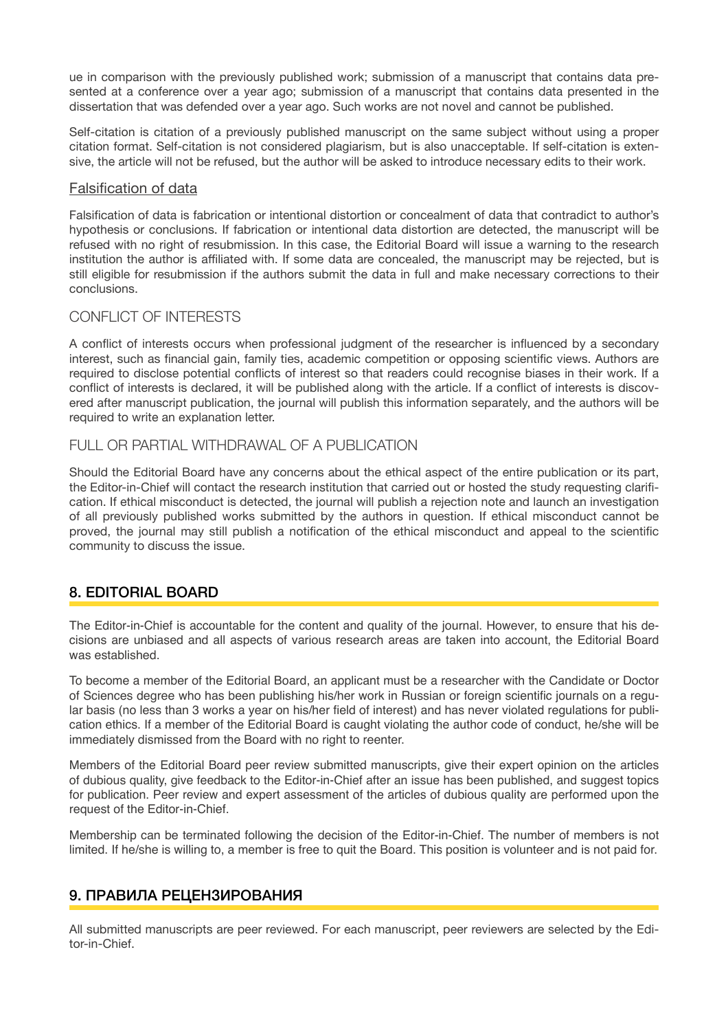ue in comparison with the previously published work; submission of a manuscript that contains data presented at a conference over a year ago; submission of a manuscript that contains data presented in the dissertation that was defended over a year ago. Such works are not novel and cannot be published.

Self-citation is citation of a previously published manuscript on the same subject without using a proper citation format. Self-citation is not considered plagiarism, but is also unacceptable. If self-citation is extensive, the article will not be refused, but the author will be asked to introduce necessary edits to their work.

### Falsification of data

Falsification of data is fabrication or intentional distortion or concealment of data that contradict to author's hypothesis or conclusions. If fabrication or intentional data distortion are detected, the manuscript will be refused with no right of resubmission. In this case, the Editorial Board will issue a warning to the research institution the author is affiliated with. If some data are concealed, the manuscript may be rejected, but is still eligible for resubmission if the authors submit the data in full and make necessary corrections to their conclusions.

### CONFLICT OF INTERESTS

A conflict of interests occurs when professional judgment of the researcher is influenced by a secondary interest, such as financial gain, family ties, academic competition or opposing scientific views. Authors are required to disclose potential conflicts of interest so that readers could recognise biases in their work. If a conflict of interests is declared, it will be published along with the article. If a conflict of interests is discovered after manuscript publication, the journal will publish this information separately, and the authors will be required to write an explanation letter.

### FULL OR PARTIAL WITHDRAWAL OF A PUBLICATION

Should the Editorial Board have any concerns about the ethical aspect of the entire publication or its part, the Editor-in-Chief will contact the research institution that carried out or hosted the study requesting clarification. If ethical misconduct is detected, the journal will publish a rejection note and launch an investigation of all previously published works submitted by the authors in question. If ethical misconduct cannot be proved, the journal may still publish a notification of the ethical misconduct and appeal to the scientific community to discuss the issue.

## 8. EDITORIAL BOARD

The Editor-in-Chief is accountable for the content and quality of the journal. However, to ensure that his decisions are unbiased and all aspects of various research areas are taken into account, the Editorial Board was established.

To become a member of the Editorial Board, an applicant must be a researcher with the Candidate or Doctor of Sciences degree who has been publishing his/her work in Russian or foreign scientific journals on a regular basis (no less than 3 works a year on his/her field of interest) and has never violated regulations for publication ethics. If a member of the Editorial Board is caught violating the author code of conduct, he/she will be immediately dismissed from the Board with no right to reenter.

Members of the Editorial Board peer review submitted manuscripts, give their expert opinion on the articles of dubious quality, give feedback to the Editor-in-Chief after an issue has been published, and suggest topics for publication. Peer review and expert assessment of the articles of dubious quality are performed upon the request of the Editor-in-Chief.

Membership can be terminated following the decision of the Editor-in-Chief. The number of members is not limited. If he/she is willing to, a member is free to quit the Board. This position is volunteer and is not paid for.

## 9. ПРАВИЛА РЕЦЕНЗИРОВАНИЯ

All submitted manuscripts are peer reviewed. For each manuscript, peer reviewers are selected by the Editor-in-Chief.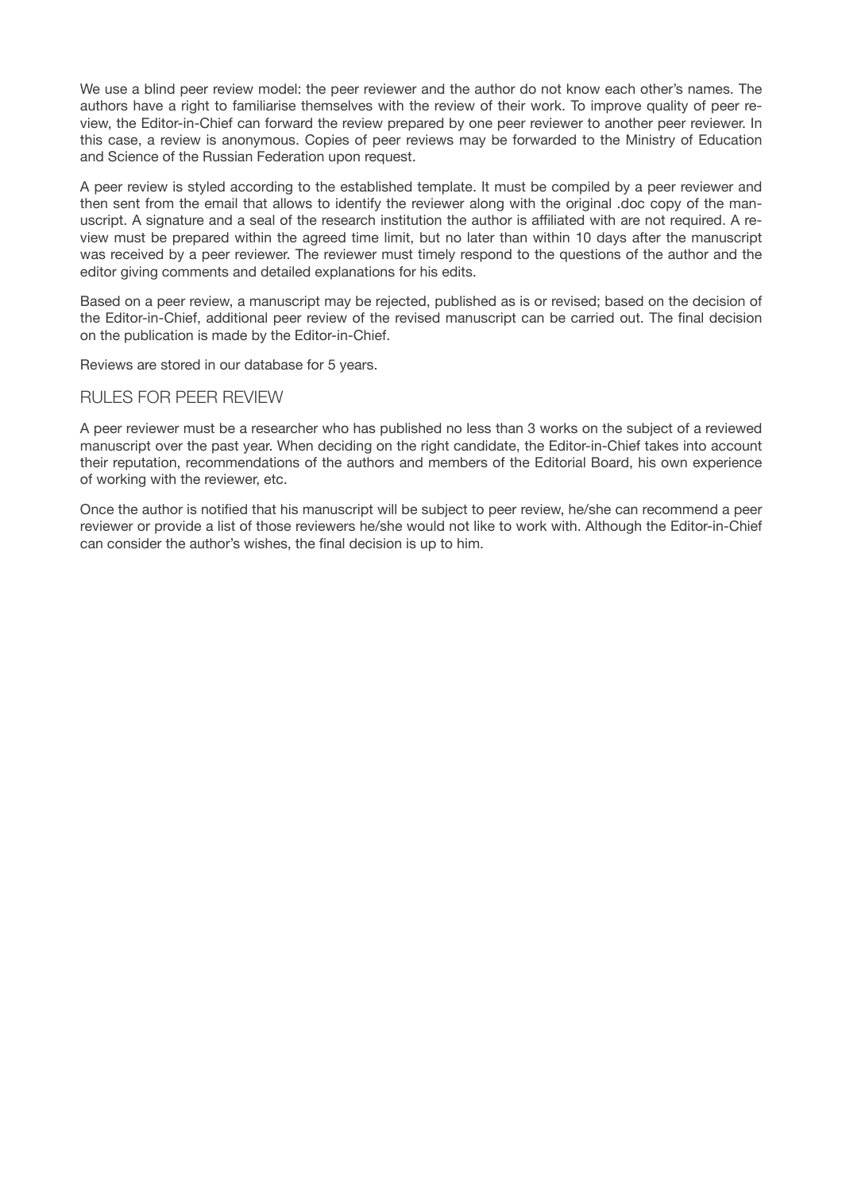We use a blind peer review model: the peer reviewer and the author do not know each other's names. The authors have a right to familiarise themselves with the review of their work. To improve quality of peer review, the Editor-in-Chief can forward the review prepared by one peer reviewer to another peer reviewer. In this case, a review is anonymous. Copies of peer reviews may be forwarded to the Ministry of Education and Science of the Russian Federation upon request.

A peer review is styled according to the established template. It must be compiled by a peer reviewer and then sent from the email that allows to identify the reviewer along with the original .doc copy of the manuscript. A signature and a seal of the research institution the author is affiliated with are not required. A review must be prepared within the agreed time limit, but no later than within 10 days after the manuscript was received by a peer reviewer. The reviewer must timely respond to the questions of the author and the editor giving comments and detailed explanations for his edits.

Based on a peer review, a manuscript may be rejected, published as is or revised; based on the decision of the Editor-in-Chief, additional peer review of the revised manuscript can be carried out. The final decision on the publication is made by the Editor-in-Chief.

Reviews are stored in our database for 5 years.

## RULES FOR PEER REVIEW

A peer reviewer must be a researcher who has published no less than 3 works on the subject of a reviewed manuscript over the past year. When deciding on the right candidate, the Editor-in-Chief takes into account their reputation, recommendations of the authors and members of the Editorial Board, his own experience of working with the reviewer, etc.

Once the author is notified that his manuscript will be subject to peer review, he/she can recommend a peer reviewer or provide a list of those reviewers he/she would not like to work with. Although the Editor-in-Chief can consider the author's wishes, the final decision is up to him.